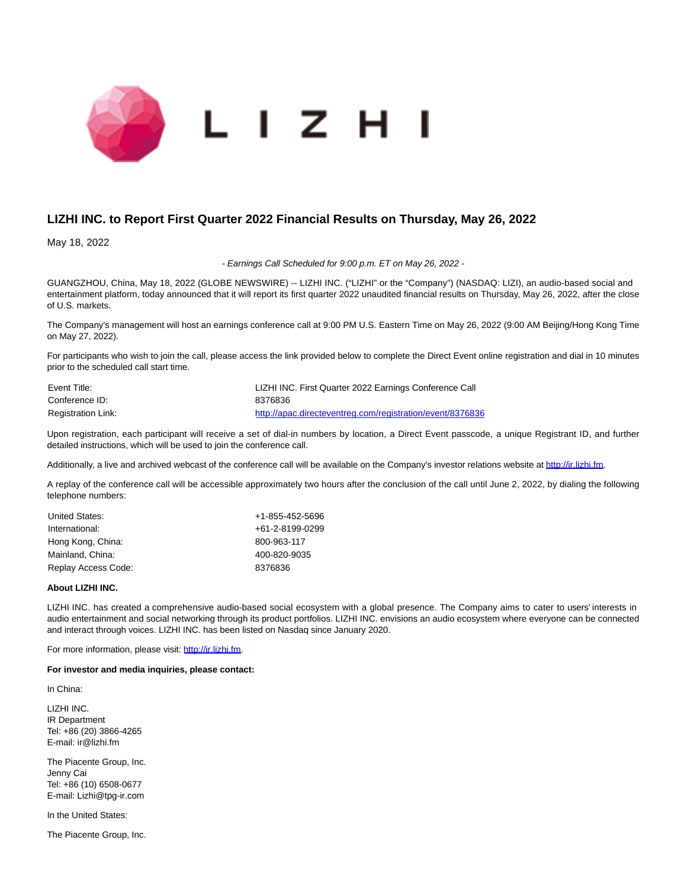# LIZHI INC. to Report First Quarter 2022 Financial Results on Thursday, May 26, 2022

May 18, 2022

*- Earnings Call Scheduled for 9:00 p.m. ET on May 26, 2022 -*

GUANGZHOU, China, May 18, 2022 (GLOBE NEWSWIRE) -- LIZHI INC. ("LIZHI" or the "Company") (NASDAQ: LIZI), an audio-based social and entertainment platform, today announced that it will report its first quarter 2022 unaudited financial results on Thursday, May 26, 2022, after the close of U.S. markets.

The Company's management will host an earnings conference call at 9:00 PM U.S. Eastern Time on May 26, 2022 (9:00 AM Beijing/Hong Kong Time on May 27, 2022).

For participants who wish to join the call, please access the link provided below to complete the Direct Event online registration and dial in 10 minutes prior to the scheduled call start time.

| | |
|---|---|
| Event Title: | LIZHI INC. First Quarter 2022 Earnings Conference Call |
| Conference ID: | 8376836 |
| Registration Link: | http://apac.directeventreg.com/registration/event/8376836 |

Upon registration, each participant will receive a set of dial-in numbers by location, a Direct Event passcode, a unique Registrant ID, and further detailed instructions, which will be used to join the conference call.

Additionally, a live and archived webcast of the conference call will be available on the Company's investor relations website at http://ir.lizhi.fm.

A replay of the conference call will be accessible approximately two hours after the conclusion of the call until June 2, 2022, by dialing the following telephone numbers:

| | |
|---|---|
| United States: | +1-855-452-5696 |
| International: | +61-2-8199-0299 |
| Hong Kong, China: | 800-963-117 |
| Mainland, China: | 400-820-9035 |
| Replay Access Code: | 8376836 |

**About LIZHI INC.**

LIZHI INC. has created a comprehensive audio-based social ecosystem with a global presence. The Company aims to cater to users' interests in audio entertainment and social networking through its product portfolios. LIZHI INC. envisions an audio ecosystem where everyone can be connected and interact through voices. LIZHI INC. has been listed on Nasdaq since January 2020.

For more information, please visit: http://ir.lizhi.fm.

**For investor and media inquiries, please contact:**

In China:

LIZHI INC.
IR Department
Tel: +86 (20) 3866-4265
E-mail: ir@lizhi.fm

The Piacente Group, Inc.
Jenny Cai
Tel: +86 (10) 6508-0677
E-mail: Lizhi@tpg-ir.com

In the United States:

The Piacente Group, Inc.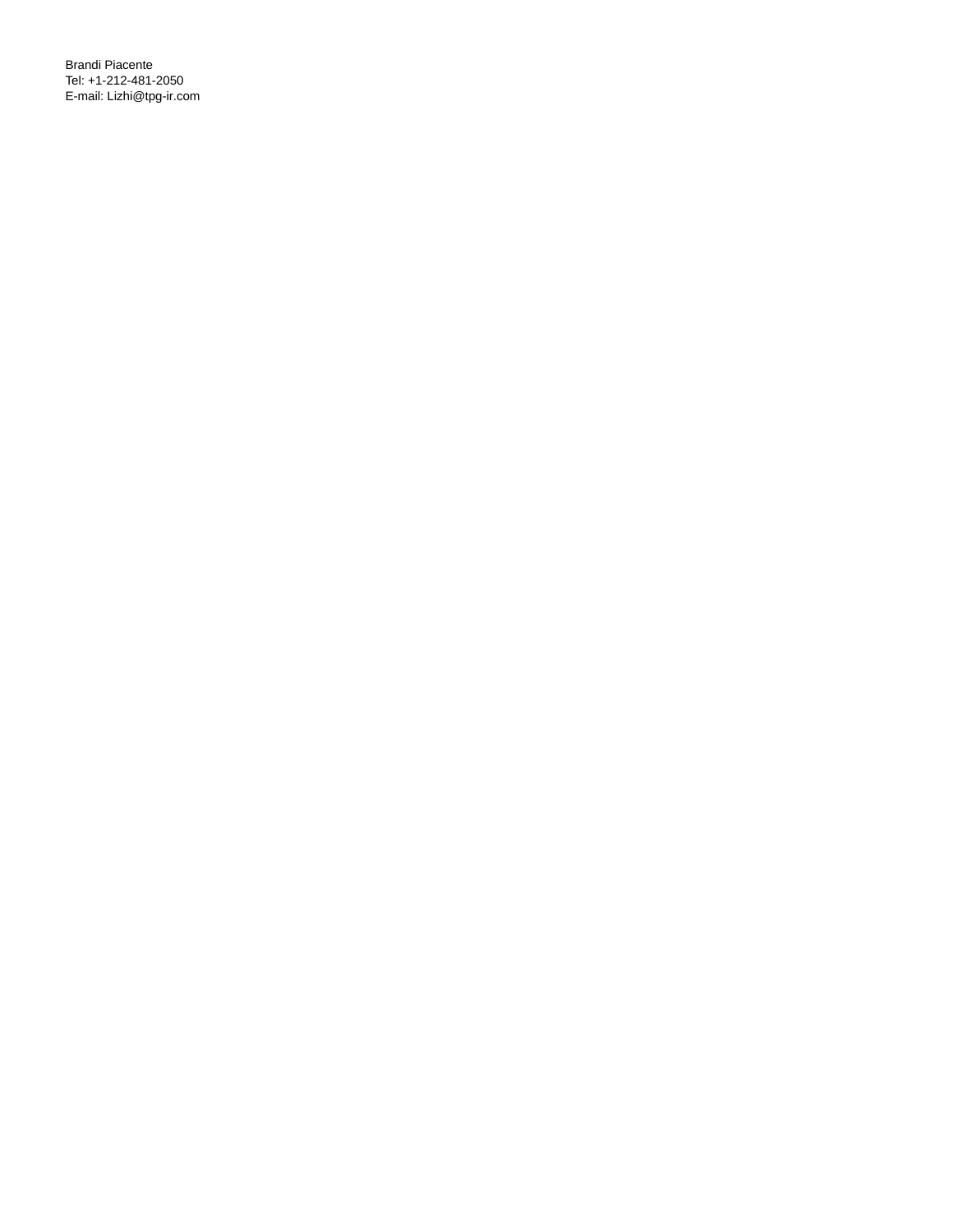Brandi Piacente
Tel: +1-212-481-2050
E-mail: Lizhi@tpg-ir.com